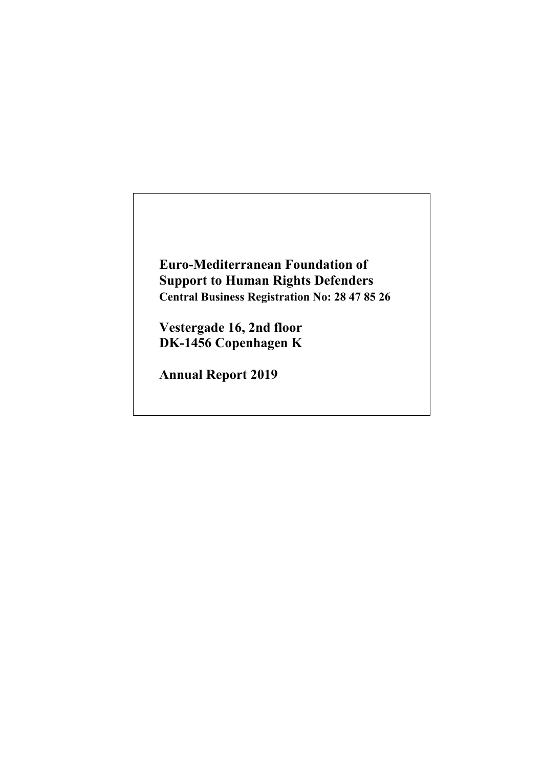**Euro-Mediterranean Foundation of Support to Human Rights Defenders**
**Central Business Registration No: 28 47 85 26**

**Vestergade 16, 2nd floor**
**DK-1456 Copenhagen K**

**Annual Report 2019**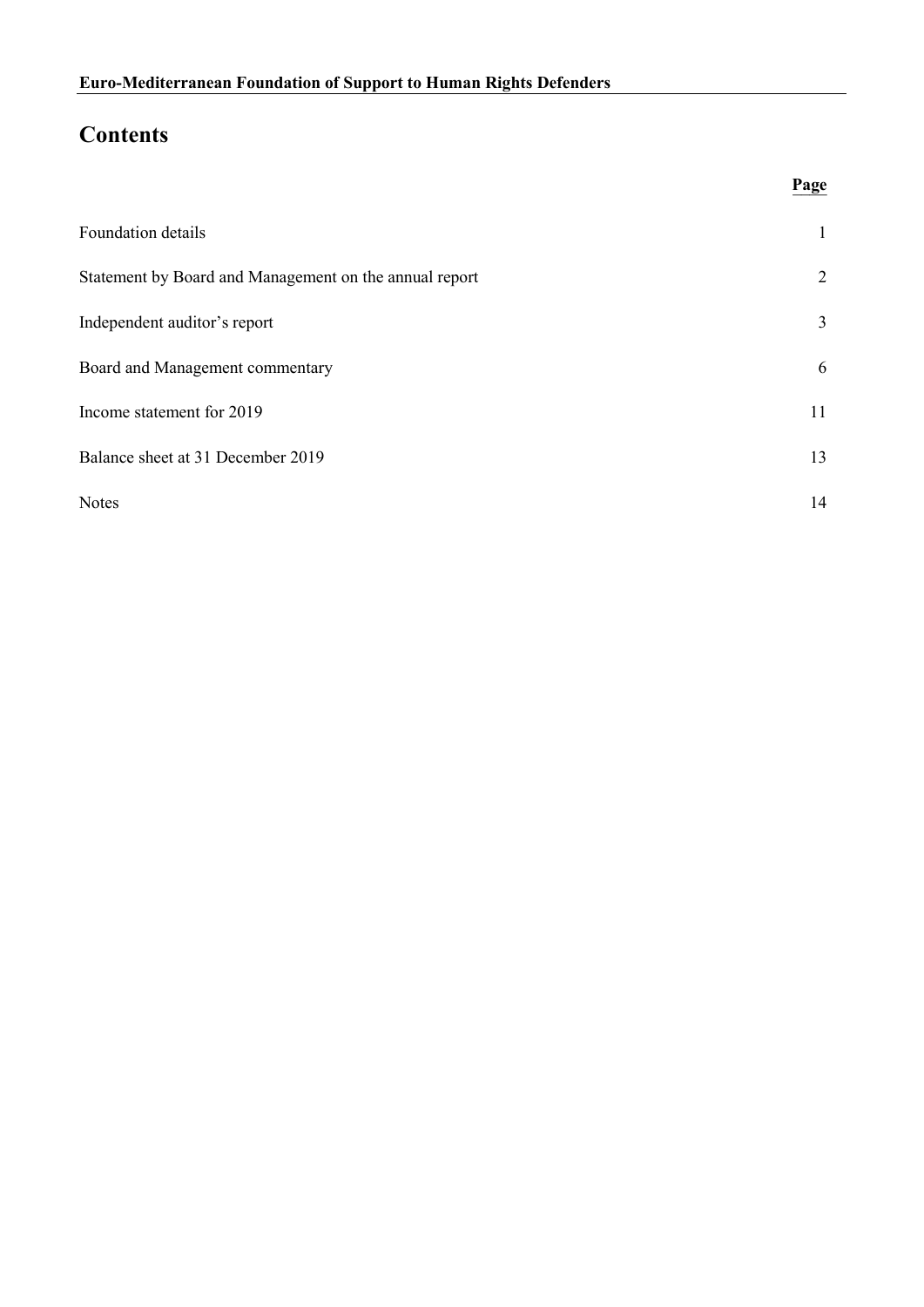# Contents

| | Page |
|---|---|
| Foundation details | 1 |
| Statement by Board and Management on the annual report | 2 |
| Independent auditor's report | 3 |
| Board and Management commentary | 6 |
| Income statement for 2019 | 11 |
| Balance sheet at 31 December 2019 | 13 |
| Notes | 14 |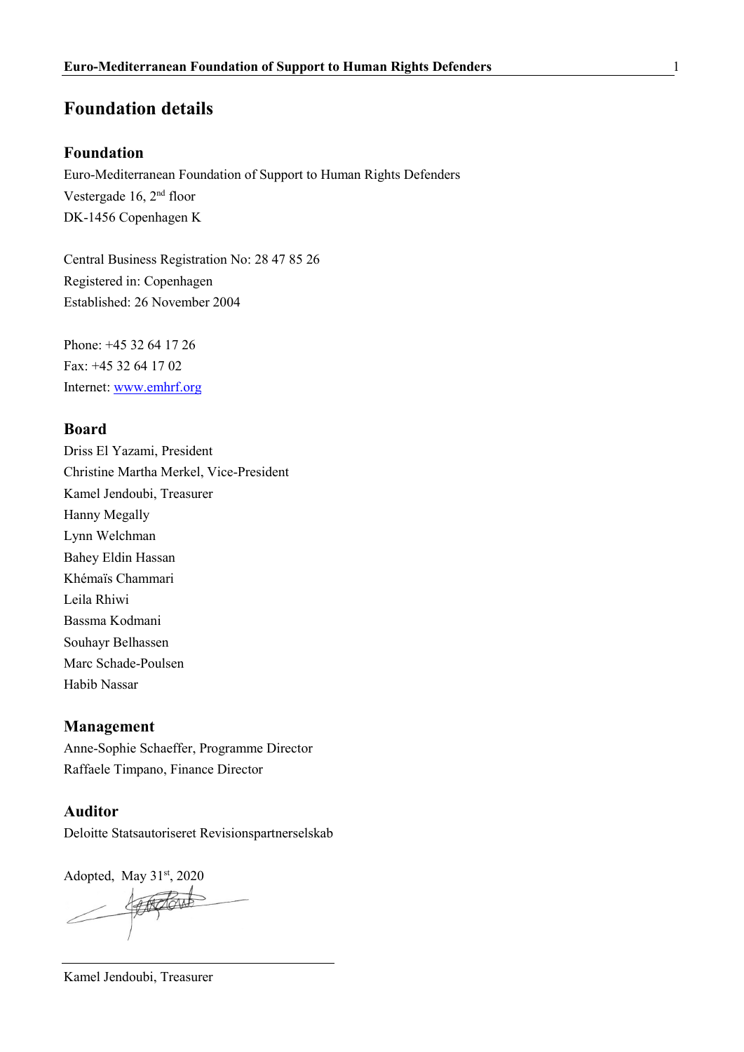# Foundation details

## Foundation

Euro-Mediterranean Foundation of Support to Human Rights Defenders
Vestergade 16, 2nd floor
DK-1456 Copenhagen K

Central Business Registration No: 28 47 85 26
Registered in: Copenhagen
Established: 26 November 2004

Phone: +45 32 64 17 26
Fax: +45 32 64 17 02
Internet: www.emhrf.org

## Board

Driss El Yazami, President
Christine Martha Merkel, Vice-President
Kamel Jendoubi, Treasurer
Hanny Megally
Lynn Welchman
Bahey Eldin Hassan
Khémaïs Chammari
Leila Rhiwi
Bassma Kodmani
Souhayr Belhassen
Marc Schade-Poulsen
Habib Nassar

## Management

Anne-Sophie Schaeffer, Programme Director
Raffaele Timpano, Finance Director

## Auditor

Deloitte Statsautoriseret Revisionspartnerselskab

Adopted, May 31st, 2020

Kamel Jendoubi, Treasurer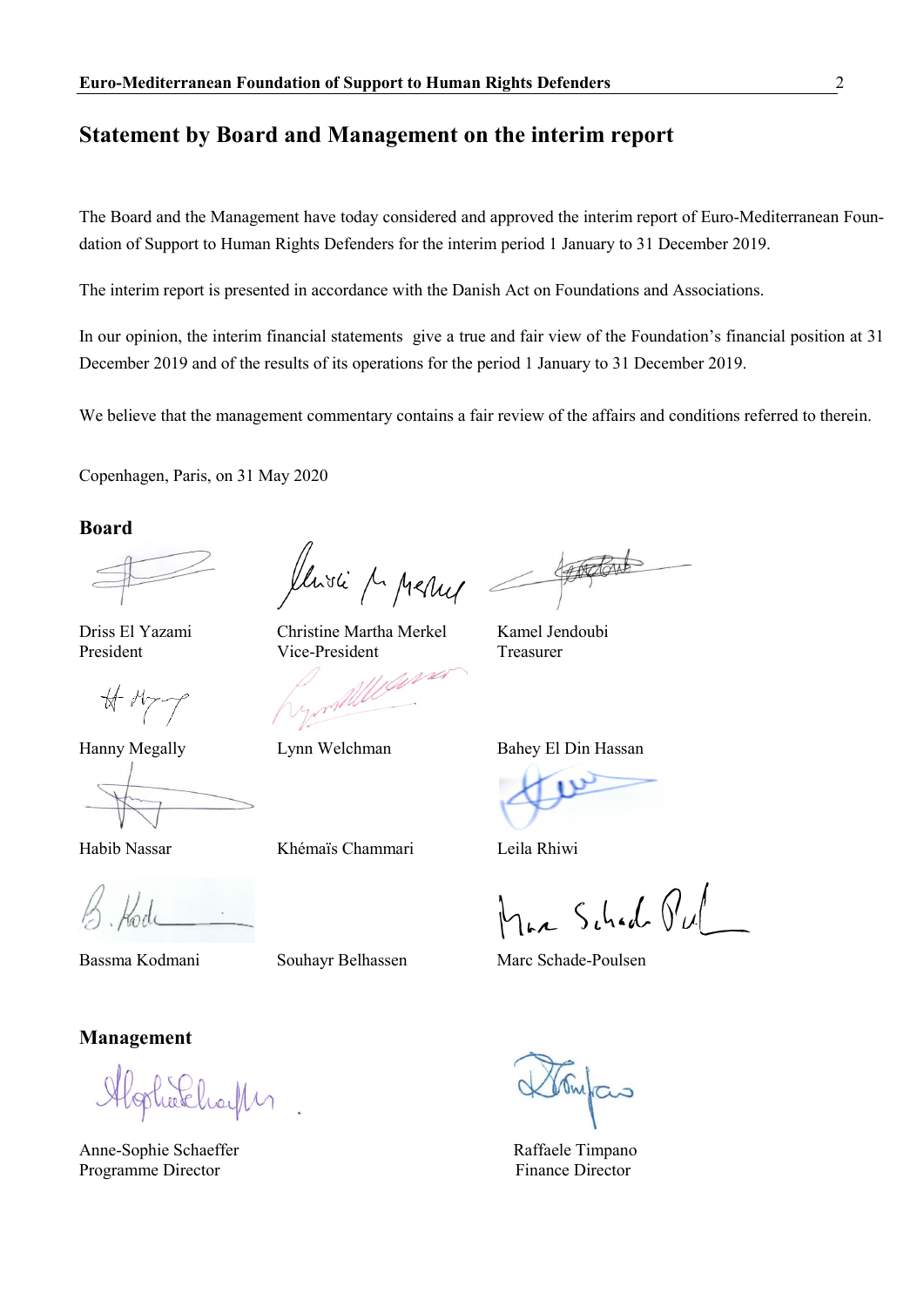## Statement by Board and Management on the interim report

The Board and the Management have today considered and approved the interim report of Euro-Mediterranean Foundation of Support to Human Rights Defenders for the interim period 1 January to 31 December 2019.

The interim report is presented in accordance with the Danish Act on Foundations and Associations.

In our opinion, the interim financial statements give a true and fair view of the Foundation's financial position at 31 December 2019 and of the results of its operations for the period 1 January to 31 December 2019.

We believe that the management commentary contains a fair review of the affairs and conditions referred to therein.

Copenhagen, Paris, on 31 May 2020

### Board

Driss El Yazami
President

Christine Martha Merkel
Vice-President

Kamel Jendoubi
Treasurer

Hanny Megally

Lynn Welchman

Bahey El Din Hassan

Habib Nassar

Khémaïs Chammari

Leila Rhiwi

Bassma Kodmani

Souhayr Belhassen

Marc Schade-Poulsen

### Management

Anne-Sophie Schaeffer
Programme Director

Raffaele Timpano
Finance Director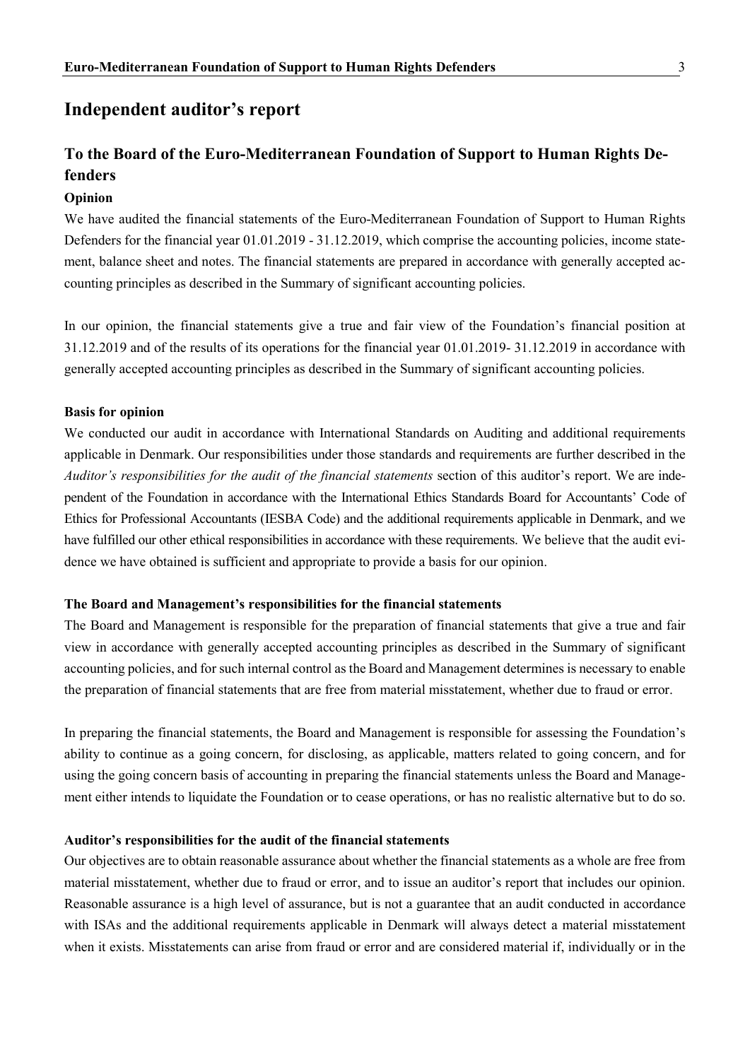# Independent auditor's report

## To the Board of the Euro-Mediterranean Foundation of Support to Human Rights Defenders

### Opinion

We have audited the financial statements of the Euro-Mediterranean Foundation of Support to Human Rights Defenders for the financial year 01.01.2019 - 31.12.2019, which comprise the accounting policies, income statement, balance sheet and notes. The financial statements are prepared in accordance with generally accepted accounting principles as described in the Summary of significant accounting policies.

In our opinion, the financial statements give a true and fair view of the Foundation's financial position at 31.12.2019 and of the results of its operations for the financial year 01.01.2019- 31.12.2019 in accordance with generally accepted accounting principles as described in the Summary of significant accounting policies.

### Basis for opinion

We conducted our audit in accordance with International Standards on Auditing and additional requirements applicable in Denmark. Our responsibilities under those standards and requirements are further described in the *Auditor's responsibilities for the audit of the financial statements* section of this auditor's report. We are independent of the Foundation in accordance with the International Ethics Standards Board for Accountants' Code of Ethics for Professional Accountants (IESBA Code) and the additional requirements applicable in Denmark, and we have fulfilled our other ethical responsibilities in accordance with these requirements. We believe that the audit evidence we have obtained is sufficient and appropriate to provide a basis for our opinion.

### The Board and Management's responsibilities for the financial statements

The Board and Management is responsible for the preparation of financial statements that give a true and fair view in accordance with generally accepted accounting principles as described in the Summary of significant accounting policies, and for such internal control as the Board and Management determines is necessary to enable the preparation of financial statements that are free from material misstatement, whether due to fraud or error.

In preparing the financial statements, the Board and Management is responsible for assessing the Foundation's ability to continue as a going concern, for disclosing, as applicable, matters related to going concern, and for using the going concern basis of accounting in preparing the financial statements unless the Board and Management either intends to liquidate the Foundation or to cease operations, or has no realistic alternative but to do so.

### Auditor's responsibilities for the audit of the financial statements

Our objectives are to obtain reasonable assurance about whether the financial statements as a whole are free from material misstatement, whether due to fraud or error, and to issue an auditor's report that includes our opinion. Reasonable assurance is a high level of assurance, but is not a guarantee that an audit conducted in accordance with ISAs and the additional requirements applicable in Denmark will always detect a material misstatement when it exists. Misstatements can arise from fraud or error and are considered material if, individually or in the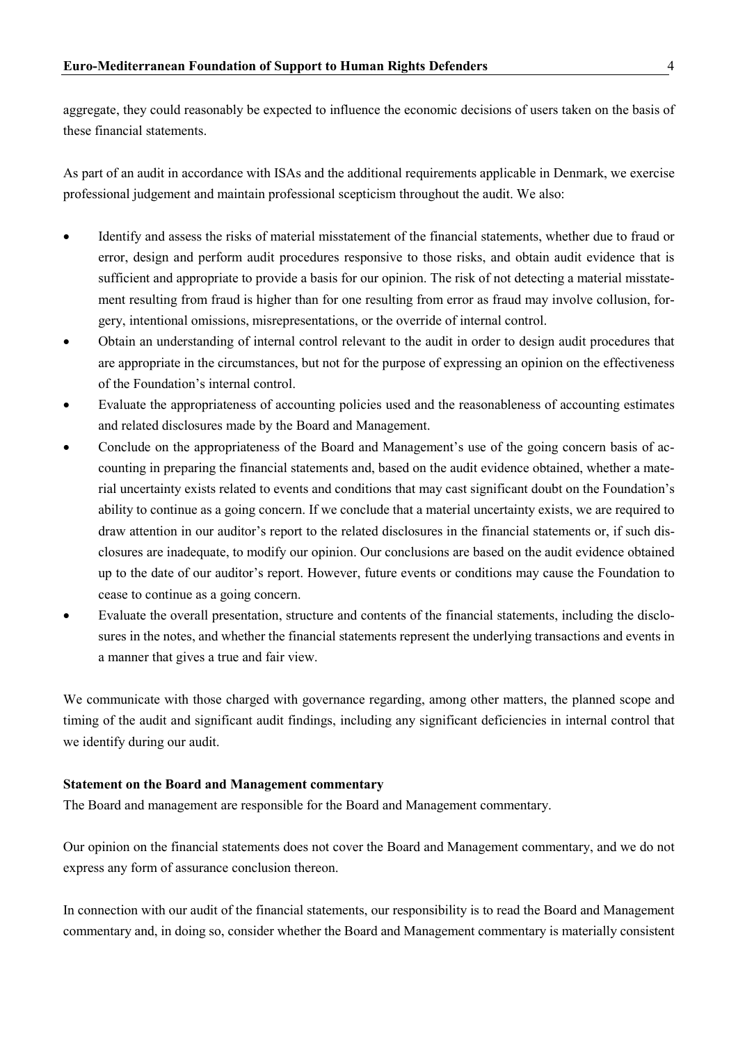aggregate, they could reasonably be expected to influence the economic decisions of users taken on the basis of these financial statements.

As part of an audit in accordance with ISAs and the additional requirements applicable in Denmark, we exercise professional judgement and maintain professional scepticism throughout the audit. We also:

- Identify and assess the risks of material misstatement of the financial statements, whether due to fraud or error, design and perform audit procedures responsive to those risks, and obtain audit evidence that is sufficient and appropriate to provide a basis for our opinion. The risk of not detecting a material misstatement resulting from fraud is higher than for one resulting from error as fraud may involve collusion, forgery, intentional omissions, misrepresentations, or the override of internal control.
- Obtain an understanding of internal control relevant to the audit in order to design audit procedures that are appropriate in the circumstances, but not for the purpose of expressing an opinion on the effectiveness of the Foundation's internal control.
- Evaluate the appropriateness of accounting policies used and the reasonableness of accounting estimates and related disclosures made by the Board and Management.
- Conclude on the appropriateness of the Board and Management's use of the going concern basis of accounting in preparing the financial statements and, based on the audit evidence obtained, whether a material uncertainty exists related to events and conditions that may cast significant doubt on the Foundation's ability to continue as a going concern. If we conclude that a material uncertainty exists, we are required to draw attention in our auditor's report to the related disclosures in the financial statements or, if such disclosures are inadequate, to modify our opinion. Our conclusions are based on the audit evidence obtained up to the date of our auditor's report. However, future events or conditions may cause the Foundation to cease to continue as a going concern.
- Evaluate the overall presentation, structure and contents of the financial statements, including the disclosures in the notes, and whether the financial statements represent the underlying transactions and events in a manner that gives a true and fair view.

We communicate with those charged with governance regarding, among other matters, the planned scope and timing of the audit and significant audit findings, including any significant deficiencies in internal control that we identify during our audit.

**Statement on the Board and Management commentary**

The Board and management are responsible for the Board and Management commentary.

Our opinion on the financial statements does not cover the Board and Management commentary, and we do not express any form of assurance conclusion thereon.

In connection with our audit of the financial statements, our responsibility is to read the Board and Management commentary and, in doing so, consider whether the Board and Management commentary is materially consistent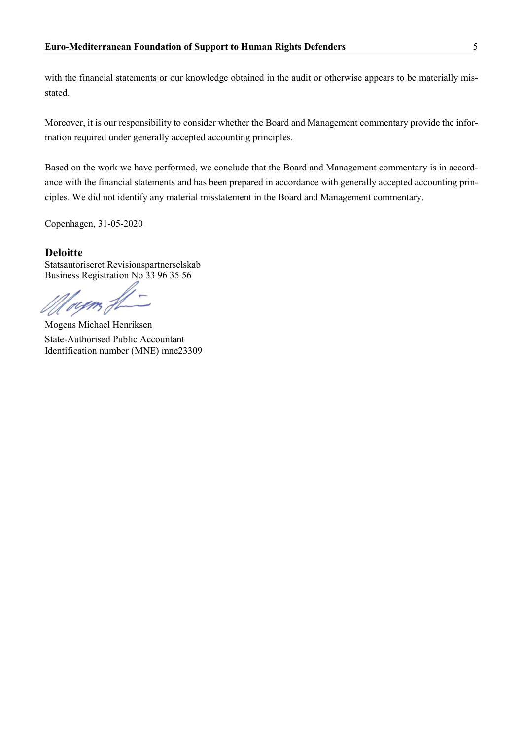with the financial statements or our knowledge obtained in the audit or otherwise appears to be materially misstated.

Moreover, it is our responsibility to consider whether the Board and Management commentary provide the information required under generally accepted accounting principles.

Based on the work we have performed, we conclude that the Board and Management commentary is in accordance with the financial statements and has been prepared in accordance with generally accepted accounting principles. We did not identify any material misstatement in the Board and Management commentary.

Copenhagen, 31-05-2020

**Deloitte**
Statsautoriseret Revisionspartnerselskab
Business Registration No 33 96 35 56

Mogens Michael Henriksen
State-Authorised Public Accountant
Identification number (MNE) mne23309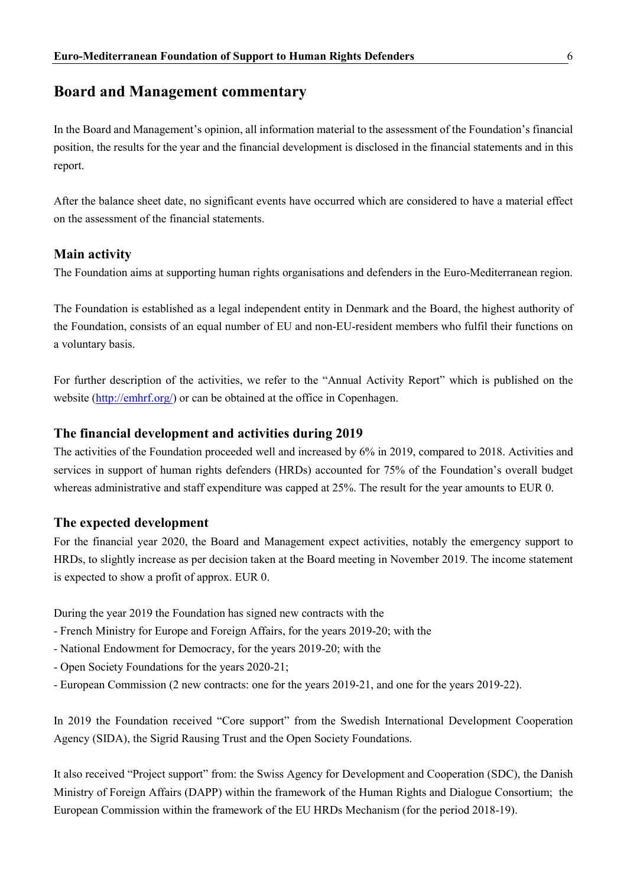## Board and Management commentary

In the Board and Management's opinion, all information material to the assessment of the Foundation's financial position, the results for the year and the financial development is disclosed in the financial statements and in this report.

After the balance sheet date, no significant events have occurred which are considered to have a material effect on the assessment of the financial statements.

### Main activity

The Foundation aims at supporting human rights organisations and defenders in the Euro-Mediterranean region.

The Foundation is established as a legal independent entity in Denmark and the Board, the highest authority of the Foundation, consists of an equal number of EU and non-EU-resident members who fulfil their functions on a voluntary basis.

For further description of the activities, we refer to the "Annual Activity Report" which is published on the website (http://emhrf.org/) or can be obtained at the office in Copenhagen.

### The financial development and activities during 2019

The activities of the Foundation proceeded well and increased by 6% in 2019, compared to 2018. Activities and services in support of human rights defenders (HRDs) accounted for 75% of the Foundation's overall budget whereas administrative and staff expenditure was capped at 25%. The result for the year amounts to EUR 0.

### The expected development

For the financial year 2020, the Board and Management expect activities, notably the emergency support to HRDs, to slightly increase as per decision taken at the Board meeting in November 2019. The income statement is expected to show a profit of approx. EUR 0.

During the year 2019 the Foundation has signed new contracts with the

- French Ministry for Europe and Foreign Affairs, for the years 2019-20; with the
- National Endowment for Democracy, for the years 2019-20; with the
- Open Society Foundations for the years 2020-21;
- European Commission (2 new contracts: one for the years 2019-21, and one for the years 2019-22).

In 2019 the Foundation received "Core support" from the Swedish International Development Cooperation Agency (SIDA), the Sigrid Rausing Trust and the Open Society Foundations.

It also received "Project support" from: the Swiss Agency for Development and Cooperation (SDC), the Danish Ministry of Foreign Affairs (DAPP) within the framework of the Human Rights and Dialogue Consortium; the European Commission within the framework of the EU HRDs Mechanism (for the period 2018-19).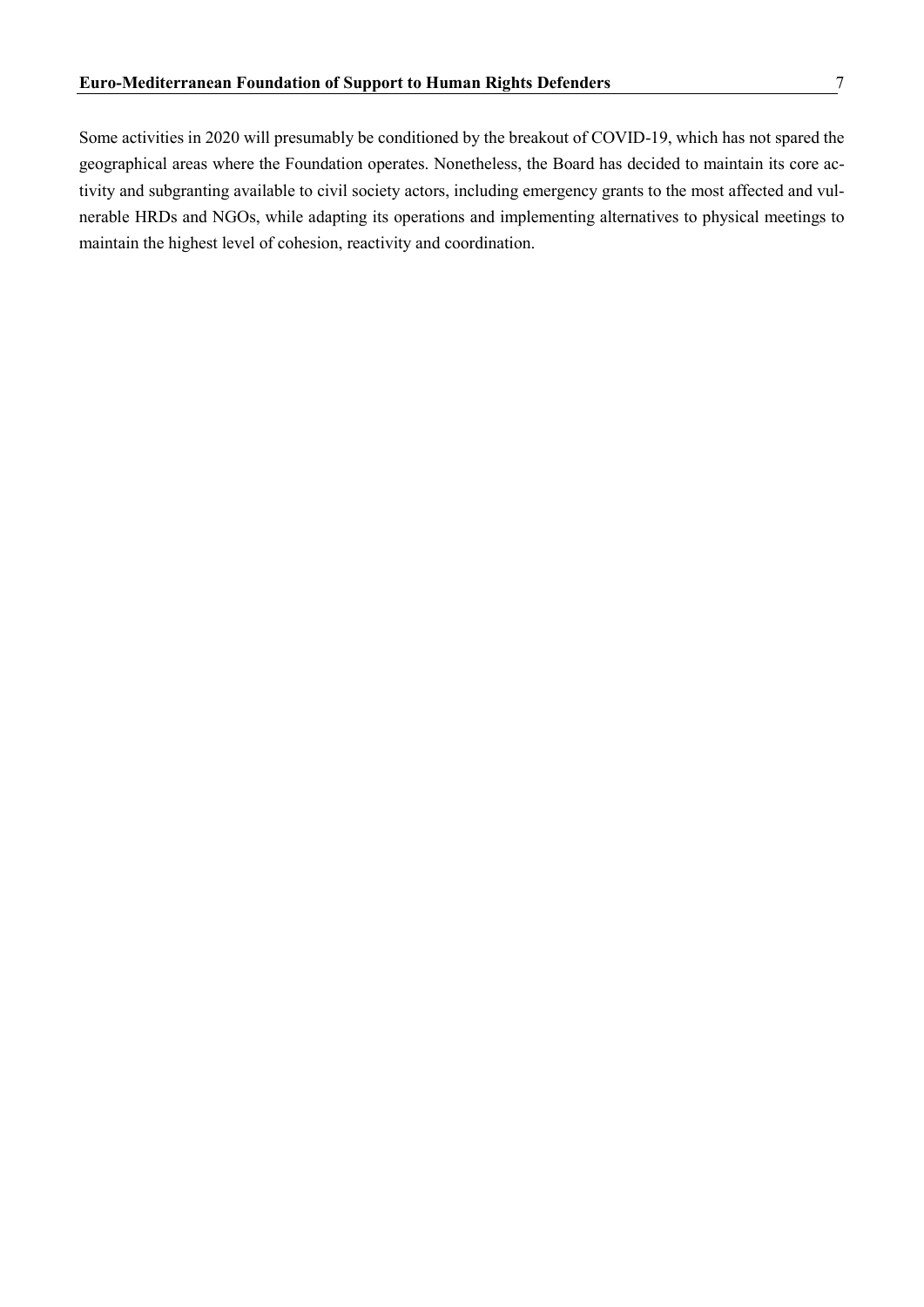Some activities in 2020 will presumably be conditioned by the breakout of COVID-19, which has not spared the geographical areas where the Foundation operates. Nonetheless, the Board has decided to maintain its core activity and subgranting available to civil society actors, including emergency grants to the most affected and vulnerable HRDs and NGOs, while adapting its operations and implementing alternatives to physical meetings to maintain the highest level of cohesion, reactivity and coordination.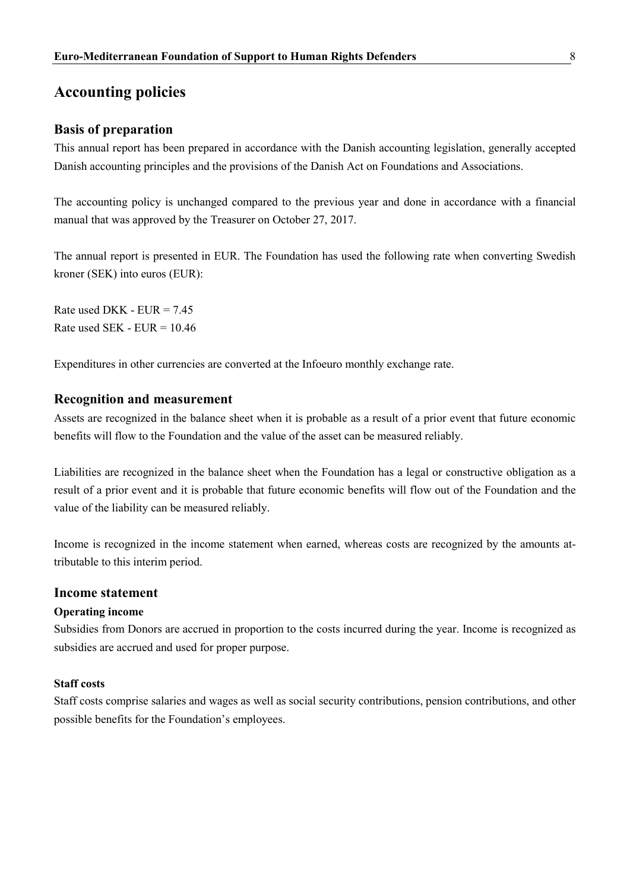# Accounting policies

## Basis of preparation

This annual report has been prepared in accordance with the Danish accounting legislation, generally accepted Danish accounting principles and the provisions of the Danish Act on Foundations and Associations.

The accounting policy is unchanged compared to the previous year and done in accordance with a financial manual that was approved by the Treasurer on October 27, 2017.

The annual report is presented in EUR. The Foundation has used the following rate when converting Swedish kroner (SEK) into euros (EUR):

Rate used DKK - EUR = 7.45
Rate used SEK - EUR = 10.46

Expenditures in other currencies are converted at the Infoeuro monthly exchange rate.

## Recognition and measurement

Assets are recognized in the balance sheet when it is probable as a result of a prior event that future economic benefits will flow to the Foundation and the value of the asset can be measured reliably.

Liabilities are recognized in the balance sheet when the Foundation has a legal or constructive obligation as a result of a prior event and it is probable that future economic benefits will flow out of the Foundation and the value of the liability can be measured reliably.

Income is recognized in the income statement when earned, whereas costs are recognized by the amounts attributable to this interim period.

## Income statement

### Operating income

Subsidies from Donors are accrued in proportion to the costs incurred during the year. Income is recognized as subsidies are accrued and used for proper purpose.

### Staff costs

Staff costs comprise salaries and wages as well as social security contributions, pension contributions, and other possible benefits for the Foundation's employees.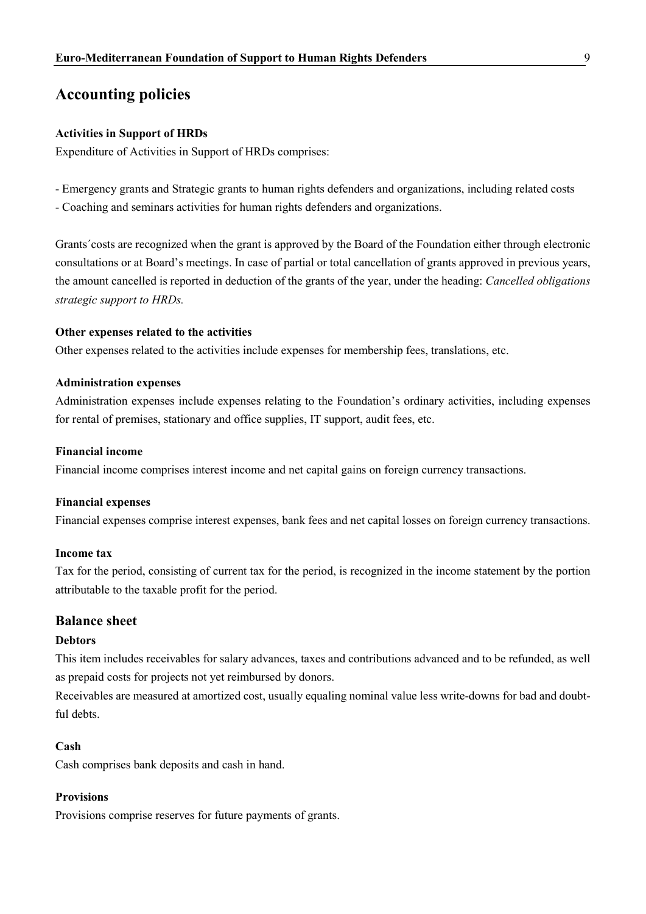# Accounting policies

### Activities in Support of HRDs

Expenditure of Activities in Support of HRDs comprises:

- Emergency grants and Strategic grants to human rights defenders and organizations, including related costs
- Coaching and seminars activities for human rights defenders and organizations.

Grants´costs are recognized when the grant is approved by the Board of the Foundation either through electronic consultations or at Board's meetings. In case of partial or total cancellation of grants approved in previous years, the amount cancelled is reported in deduction of the grants of the year, under the heading: *Cancelled obligations strategic support to HRDs.*

### Other expenses related to the activities

Other expenses related to the activities include expenses for membership fees, translations, etc.

### Administration expenses

Administration expenses include expenses relating to the Foundation's ordinary activities, including expenses for rental of premises, stationary and office supplies, IT support, audit fees, etc.

### Financial income

Financial income comprises interest income and net capital gains on foreign currency transactions.

### Financial expenses

Financial expenses comprise interest expenses, bank fees and net capital losses on foreign currency transactions.

### Income tax

Tax for the period, consisting of current tax for the period, is recognized in the income statement by the portion attributable to the taxable profit for the period.

## Balance sheet

### Debtors

This item includes receivables for salary advances, taxes and contributions advanced and to be refunded, as well as prepaid costs for projects not yet reimbursed by donors.

Receivables are measured at amortized cost, usually equaling nominal value less write-downs for bad and doubtful debts.

### Cash

Cash comprises bank deposits and cash in hand.

### Provisions

Provisions comprise reserves for future payments of grants.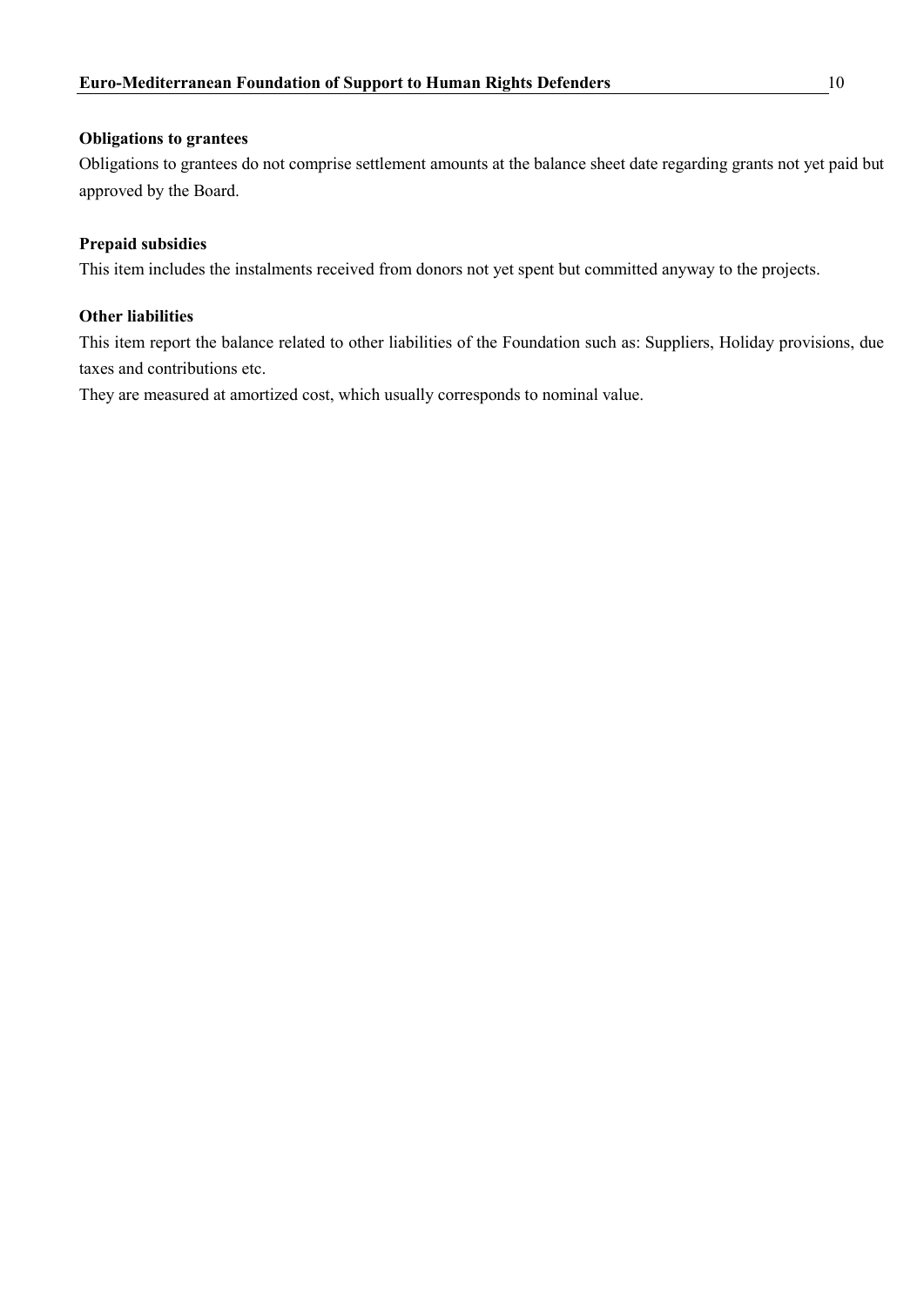**Obligations to grantees**

Obligations to grantees do not comprise settlement amounts at the balance sheet date regarding grants not yet paid but approved by the Board.

**Prepaid subsidies**

This item includes the instalments received from donors not yet spent but committed anyway to the projects.

**Other liabilities**

This item report the balance related to other liabilities of the Foundation such as: Suppliers, Holiday provisions, due taxes and contributions etc.

They are measured at amortized cost, which usually corresponds to nominal value.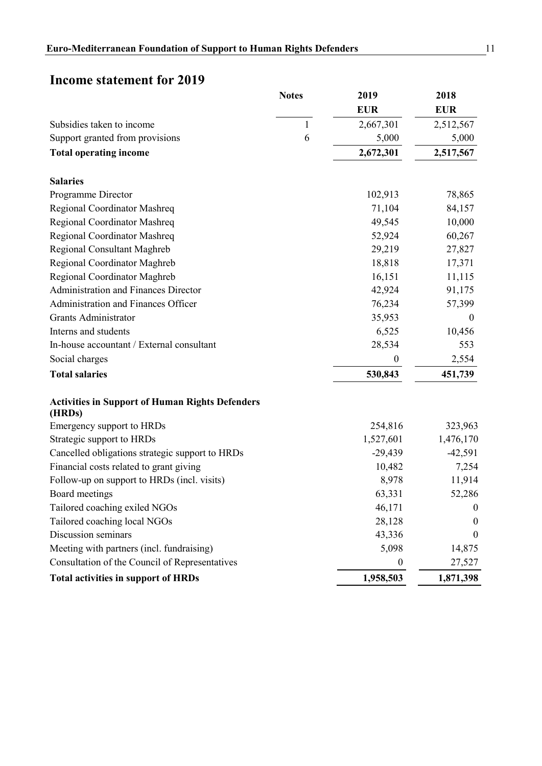## Income statement for 2019

| | Notes | 2019 | 2018 |
|---|---|---|---|
| | | EUR | EUR |
| Subsidies taken to income | 1 | 2,667,301 | 2,512,567 |
| Support granted from provisions | 6 | 5,000 | 5,000 |
| **Total operating income** | | **2,672,301** | **2,517,567** |
| | | | |
| **Salaries** | | | |
| Programme Director | | 102,913 | 78,865 |
| Regional Coordinator Mashreq | | 71,104 | 84,157 |
| Regional Coordinator Mashreq | | 49,545 | 10,000 |
| Regional Coordinator Mashreq | | 52,924 | 60,267 |
| Regional Consultant Maghreb | | 29,219 | 27,827 |
| Regional Coordinator Maghreb | | 18,818 | 17,371 |
| Regional Coordinator Maghreb | | 16,151 | 11,115 |
| Administration and Finances Director | | 42,924 | 91,175 |
| Administration and Finances Officer | | 76,234 | 57,399 |
| Grants Administrator | | 35,953 | 0 |
| Interns and students | | 6,525 | 10,456 |
| In-house accountant / External consultant | | 28,534 | 553 |
| Social charges | | 0 | 2,554 |
| **Total salaries** | | **530,843** | **451,739** |
| | | | |
| **Activities in Support of Human Rights Defenders (HRDs)** | | | |
| Emergency support to HRDs | | 254,816 | 323,963 |
| Strategic support to HRDs | | 1,527,601 | 1,476,170 |
| Cancelled obligations strategic support to HRDs | | -29,439 | -42,591 |
| Financial costs related to grant giving | | 10,482 | 7,254 |
| Follow-up on support to HRDs (incl. visits) | | 8,978 | 11,914 |
| Board meetings | | 63,331 | 52,286 |
| Tailored coaching exiled NGOs | | 46,171 | 0 |
| Tailored coaching local NGOs | | 28,128 | 0 |
| Discussion seminars | | 43,336 | 0 |
| Meeting with partners (incl. fundraising) | | 5,098 | 14,875 |
| Consultation of the Council of Representatives | | 0 | 27,527 |
| **Total activities in support of HRDs** | | **1,958,503** | **1,871,398** |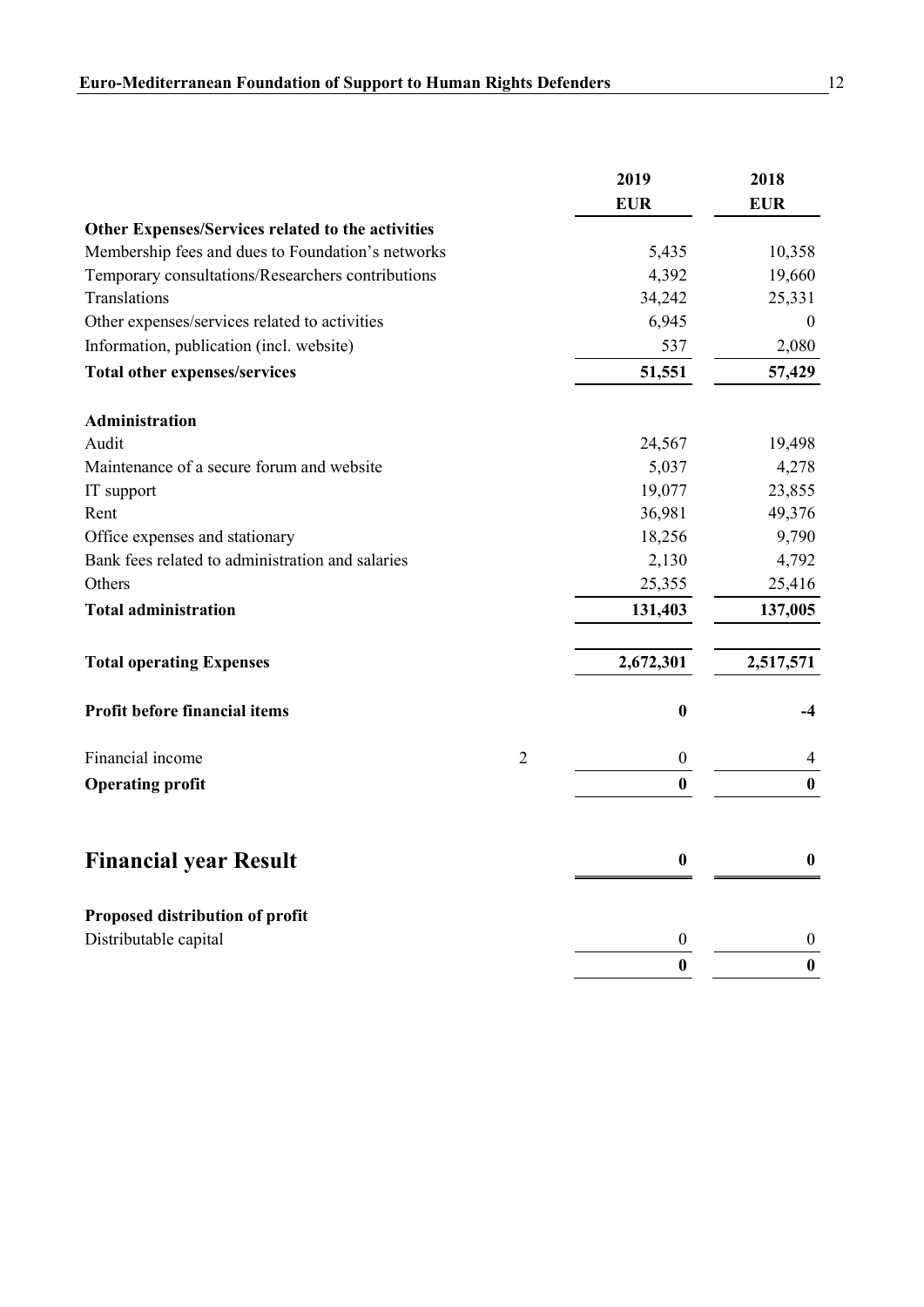| | Note | 2019 EUR | 2018 EUR |
|---|---|---|---|
| **Other Expenses/Services related to the activities** | | | |
| Membership fees and dues to Foundation's networks | | 5,435 | 10,358 |
| Temporary consultations/Researchers contributions | | 4,392 | 19,660 |
| Translations | | 34,242 | 25,331 |
| Other expenses/services related to activities | | 6,945 | 0 |
| Information, publication (incl. website) | | 537 | 2,080 |
| **Total other expenses/services** | | **51,551** | **57,429** |
| | | | |
| **Administration** | | | |
| Audit | | 24,567 | 19,498 |
| Maintenance of a secure forum and website | | 5,037 | 4,278 |
| IT support | | 19,077 | 23,855 |
| Rent | | 36,981 | 49,376 |
| Office expenses and stationary | | 18,256 | 9,790 |
| Bank fees related to administration and salaries | | 2,130 | 4,792 |
| Others | | 25,355 | 25,416 |
| **Total administration** | | **131,403** | **137,005** |
| | | | |
| **Total operating Expenses** | | **2,672,301** | **2,517,571** |
| | | | |
| **Profit before financial items** | | **0** | **-4** |
| | | | |
| Financial income | 2 | 0 | 4 |
| **Operating profit** | | **0** | **0** |
| | | | |
| **Financial year Result** | | **0** | **0** |
| | | | |
| **Proposed distribution of profit** | | | |
| Distributable capital | | 0 | 0 |
| | | **0** | **0** |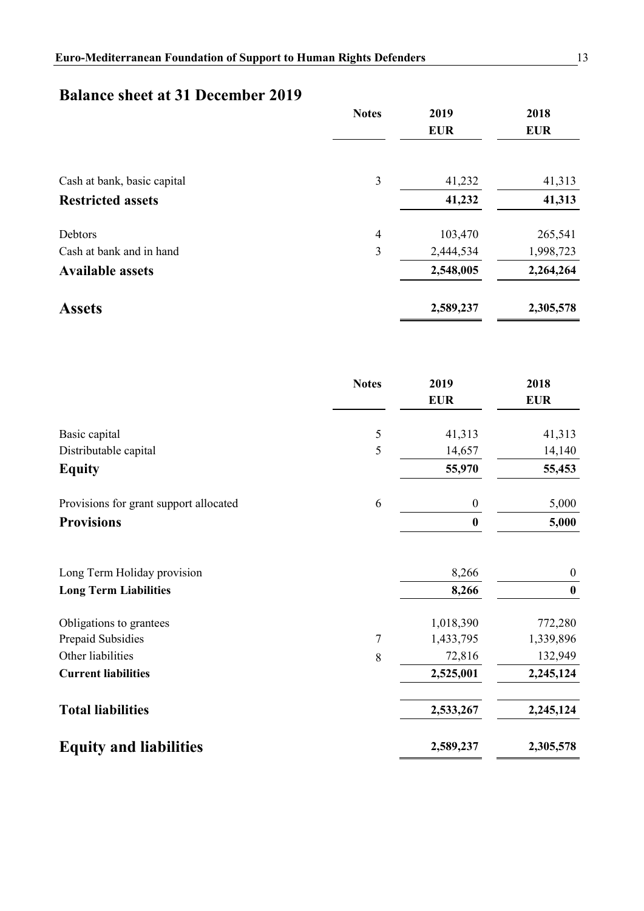## Balance sheet at 31 December 2019

| | Notes | 2019<br>EUR | 2018<br>EUR |
|---|---|---|---|
| Cash at bank, basic capital | 3 | 41,232 | 41,313 |
| **Restricted assets** | | **41,232** | **41,313** |
| Debtors | 4 | 103,470 | 265,541 |
| Cash at bank and in hand | 3 | 2,444,534 | 1,998,723 |
| **Available assets** | | **2,548,005** | **2,264,264** |
| **Assets** | | **2,589,237** | **2,305,578** |

| | Notes | 2019<br>EUR | 2018<br>EUR |
|---|---|---|---|
| Basic capital | 5 | 41,313 | 41,313 |
| Distributable capital | 5 | 14,657 | 14,140 |
| **Equity** | | **55,970** | **55,453** |
| Provisions for grant support allocated | 6 | 0 | 5,000 |
| **Provisions** | | **0** | **5,000** |
| Long Term Holiday provision | | 8,266 | 0 |
| **Long Term Liabilities** | | **8,266** | **0** |
| Obligations to grantees | | 1,018,390 | 772,280 |
| Prepaid Subsidies | 7 | 1,433,795 | 1,339,896 |
| Other liabilities | 8 | 72,816 | 132,949 |
| **Current liabilities** | | **2,525,001** | **2,245,124** |
| **Total liabilities** | | **2,533,267** | **2,245,124** |
| **Equity and liabilities** | | **2,589,237** | **2,305,578** |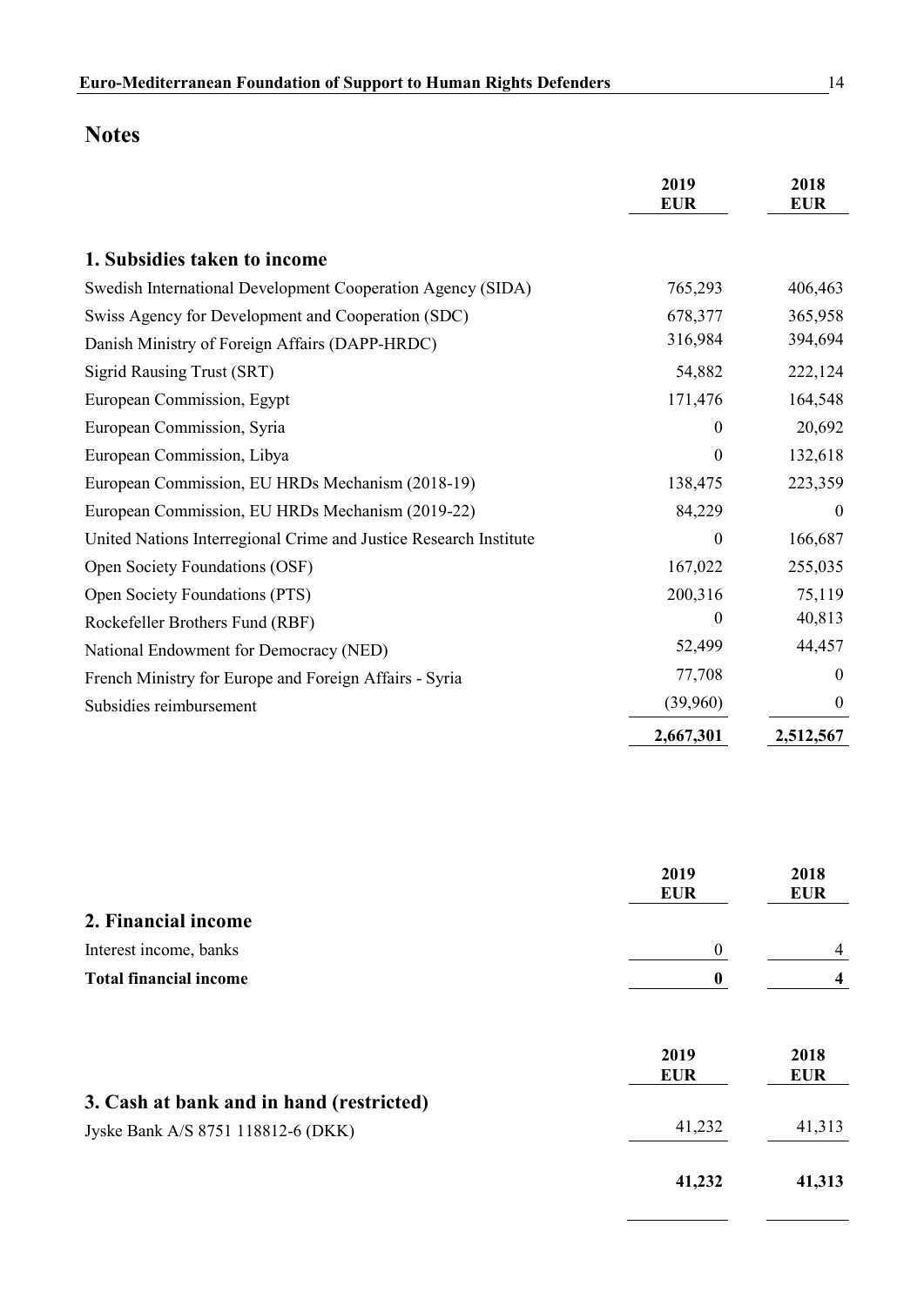## Notes

| | 2019 EUR | 2018 EUR |
|---|---|---|
| **1. Subsidies taken to income** | | |
| Swedish International Development Cooperation Agency (SIDA) | 765,293 | 406,463 |
| Swiss Agency for Development and Cooperation (SDC) | 678,377 | 365,958 |
| Danish Ministry of Foreign Affairs (DAPP-HRDC) | 316,984 | 394,694 |
| Sigrid Rausing Trust (SRT) | 54,882 | 222,124 |
| European Commission, Egypt | 171,476 | 164,548 |
| European Commission, Syria | 0 | 20,692 |
| European Commission, Libya | 0 | 132,618 |
| European Commission, EU HRDs Mechanism (2018-19) | 138,475 | 223,359 |
| European Commission, EU HRDs Mechanism (2019-22) | 84,229 | 0 |
| United Nations Interregional Crime and Justice Research Institute | 0 | 166,687 |
| Open Society Foundations (OSF) | 167,022 | 255,035 |
| Open Society Foundations (PTS) | 200,316 | 75,119 |
| Rockefeller Brothers Fund (RBF) | 0 | 40,813 |
| National Endowment for Democracy (NED) | 52,499 | 44,457 |
| French Ministry for Europe and Foreign Affairs - Syria | 77,708 | 0 |
| Subsidies reimbursement | (39,960) | 0 |
| | **2,667,301** | **2,512,567** |

| | 2019 EUR | 2018 EUR |
|---|---|---|
| **2. Financial income** | | |
| Interest income, banks | 0 | 4 |
| **Total financial income** | **0** | **4** |

| | 2019 EUR | 2018 EUR |
|---|---|---|
| **3. Cash at bank and in hand (restricted)** | | |
| Jyske Bank A/S 8751 118812-6 (DKK) | 41,232 | 41,313 |
| | **41,232** | **41,313** |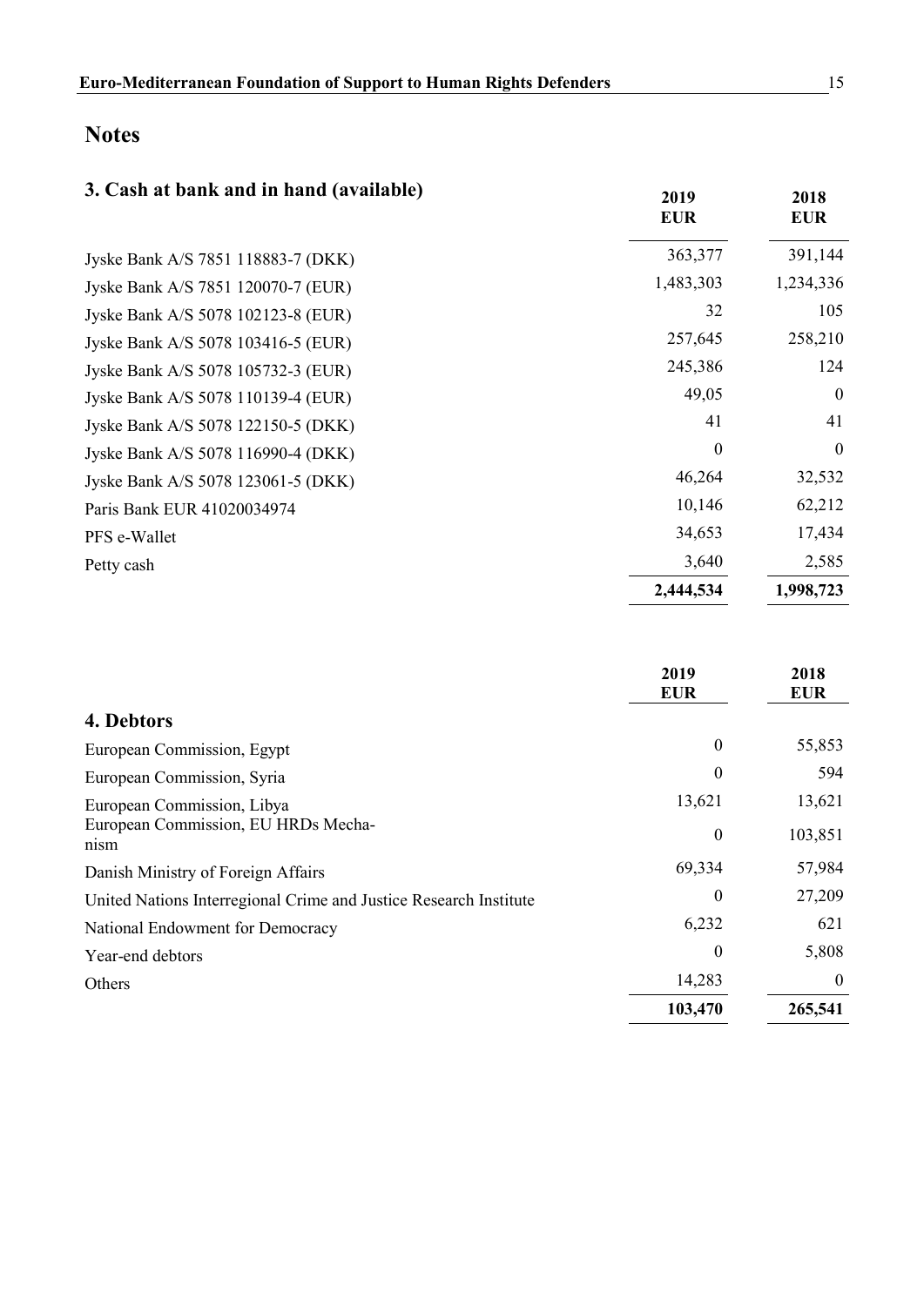# Notes

## 3. Cash at bank and in hand (available)

| | 2019 EUR | 2018 EUR |
|---|---|---|
| Jyske Bank A/S 7851 118883-7 (DKK) | 363,377 | 391,144 |
| Jyske Bank A/S 7851 120070-7 (EUR) | 1,483,303 | 1,234,336 |
| Jyske Bank A/S 5078 102123-8 (EUR) | 32 | 105 |
| Jyske Bank A/S 5078 103416-5 (EUR) | 257,645 | 258,210 |
| Jyske Bank A/S 5078 105732-3 (EUR) | 245,386 | 124 |
| Jyske Bank A/S 5078 110139-4 (EUR) | 49,05 | 0 |
| Jyske Bank A/S 5078 122150-5 (DKK) | 41 | 41 |
| Jyske Bank A/S 5078 116990-4 (DKK) | 0 | 0 |
| Jyske Bank A/S 5078 123061-5 (DKK) | 46,264 | 32,532 |
| Paris Bank EUR 41020034974 | 10,146 | 62,212 |
| PFS e-Wallet | 34,653 | 17,434 |
| Petty cash | 3,640 | 2,585 |
| | **2,444,534** | **1,998,723** |

## 4. Debtors

| | 2019 EUR | 2018 EUR |
|---|---|---|
| European Commission, Egypt | 0 | 55,853 |
| European Commission, Syria | 0 | 594 |
| European Commission, Libya | 13,621 | 13,621 |
| European Commission, EU HRDs Mechanism | 0 | 103,851 |
| Danish Ministry of Foreign Affairs | 69,334 | 57,984 |
| United Nations Interregional Crime and Justice Research Institute | 0 | 27,209 |
| National Endowment for Democracy | 6,232 | 621 |
| Year-end debtors | 0 | 5,808 |
| Others | 14,283 | 0 |
| | **103,470** | **265,541** |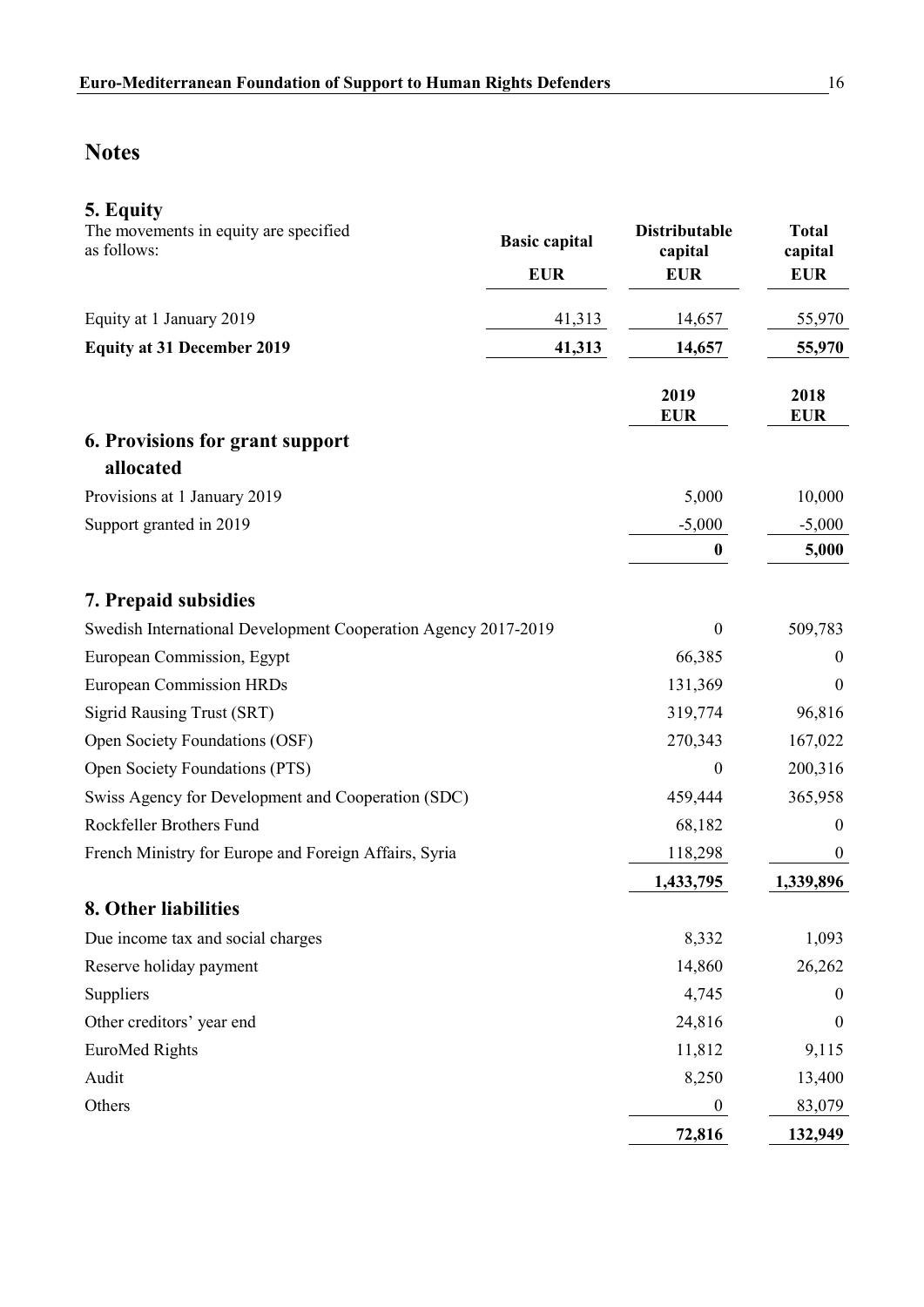# Notes

## 5. Equity

| The movements in equity are specified as follows: | Basic capital | Distributable capital | Total capital |
|---|---|---|---|
| | EUR | EUR | EUR |
| Equity at 1 January 2019 | 41,313 | 14,657 | 55,970 |
| **Equity at 31 December 2019** | **41,313** | **14,657** | **55,970** |

| | 2019 EUR | 2018 EUR |
|---|---|---|
| **6. Provisions for grant support allocated** | | |
| Provisions at 1 January 2019 | 5,000 | 10,000 |
| Support granted in 2019 | -5,000 | -5,000 |
| | **0** | **5,000** |
| **7. Prepaid subsidies** | | |
| Swedish International Development Cooperation Agency 2017-2019 | 0 | 509,783 |
| European Commission, Egypt | 66,385 | 0 |
| European Commission HRDs | 131,369 | 0 |
| Sigrid Rausing Trust (SRT) | 319,774 | 96,816 |
| Open Society Foundations (OSF) | 270,343 | 167,022 |
| Open Society Foundations (PTS) | 0 | 200,316 |
| Swiss Agency for Development and Cooperation (SDC) | 459,444 | 365,958 |
| Rockfeller Brothers Fund | 68,182 | 0 |
| French Ministry for Europe and Foreign Affairs, Syria | 118,298 | 0 |
| | **1,433,795** | **1,339,896** |
| **8. Other liabilities** | | |
| Due income tax and social charges | 8,332 | 1,093 |
| Reserve holiday payment | 14,860 | 26,262 |
| Suppliers | 4,745 | 0 |
| Other creditors' year end | 24,816 | 0 |
| EuroMed Rights | 11,812 | 9,115 |
| Audit | 8,250 | 13,400 |
| Others | 0 | 83,079 |
| | **72,816** | **132,949** |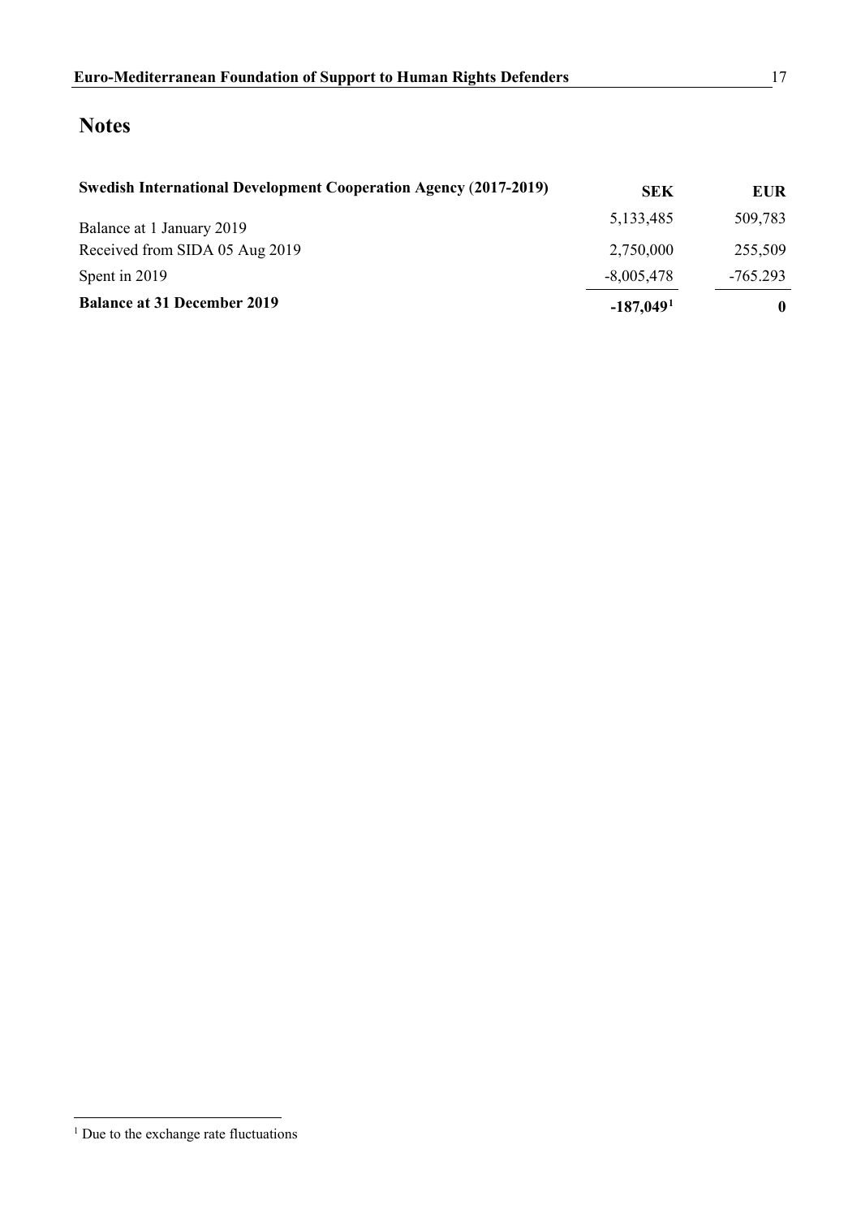## Notes

| Swedish International Development Cooperation Agency (2017-2019) | SEK | EUR |
|---|---|---|
| Balance at 1 January 2019 | 5,133,485 | 509,783 |
| Received from SIDA 05 Aug 2019 | 2,750,000 | 255,509 |
| Spent in 2019 | -8,005,478 | -765.293 |
| **Balance at 31 December 2019** | **-187,049**[1] | **0** |

[1] Due to the exchange rate fluctuations